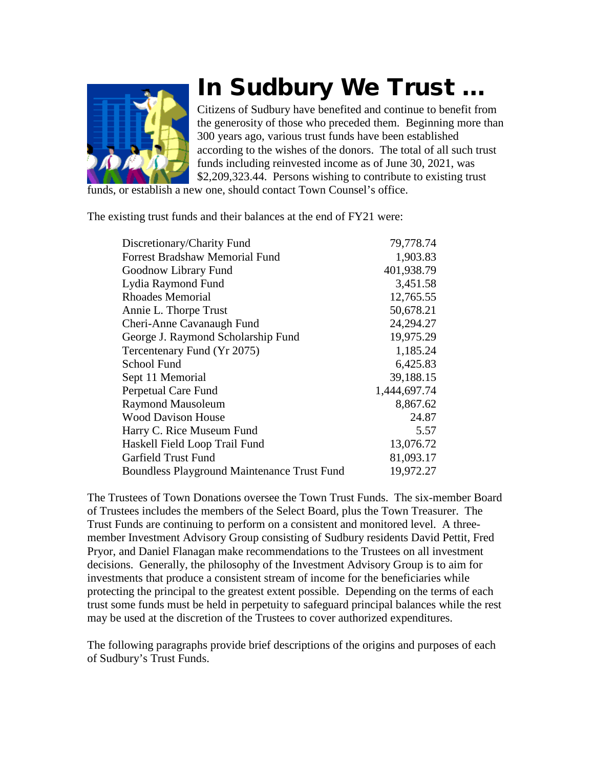# In Sudbury We Trust …

Citizens of Sudbury have benefited and continue to benefit from the generosity of those who preceded them. Beginning more than 300 years ago, various trust funds have been established according to the wishes of the donors. The total of all such trust funds including reinvested income as of June 30, 2021, was $2,209,323.44. Persons wishing to contribute to existing trust funds, or establish a new one, should contact Town Counsel's office.

The existing trust funds and their balances at the end of FY21 were:

| Fund | Balance |
|---|---|
| Discretionary/Charity Fund | 79,778.74 |
| Forrest Bradshaw Memorial Fund | 1,903.83 |
| Goodnow Library Fund | 401,938.79 |
| Lydia Raymond Fund | 3,451.58 |
| Rhoades Memorial | 12,765.55 |
| Annie L. Thorpe Trust | 50,678.21 |
| Cheri-Anne Cavanaugh Fund | 24,294.27 |
| George J. Raymond Scholarship Fund | 19,975.29 |
| Tercentenary Fund (Yr 2075) | 1,185.24 |
| School Fund | 6,425.83 |
| Sept 11 Memorial | 39,188.15 |
| Perpetual Care Fund | 1,444,697.74 |
| Raymond Mausoleum | 8,867.62 |
| Wood Davison House | 24.87 |
| Harry C. Rice Museum Fund | 5.57 |
| Haskell Field Loop Trail Fund | 13,076.72 |
| Garfield Trust Fund | 81,093.17 |
| Boundless Playground Maintenance Trust Fund | 19,972.27 |

The Trustees of Town Donations oversee the Town Trust Funds. The six-member Board of Trustees includes the members of the Select Board, plus the Town Treasurer. The Trust Funds are continuing to perform on a consistent and monitored level. A three-member Investment Advisory Group consisting of Sudbury residents David Pettit, Fred Pryor, and Daniel Flanagan make recommendations to the Trustees on all investment decisions. Generally, the philosophy of the Investment Advisory Group is to aim for investments that produce a consistent stream of income for the beneficiaries while protecting the principal to the greatest extent possible. Depending on the terms of each trust some funds must be held in perpetuity to safeguard principal balances while the rest may be used at the discretion of the Trustees to cover authorized expenditures.

The following paragraphs provide brief descriptions of the origins and purposes of each of Sudbury's Trust Funds.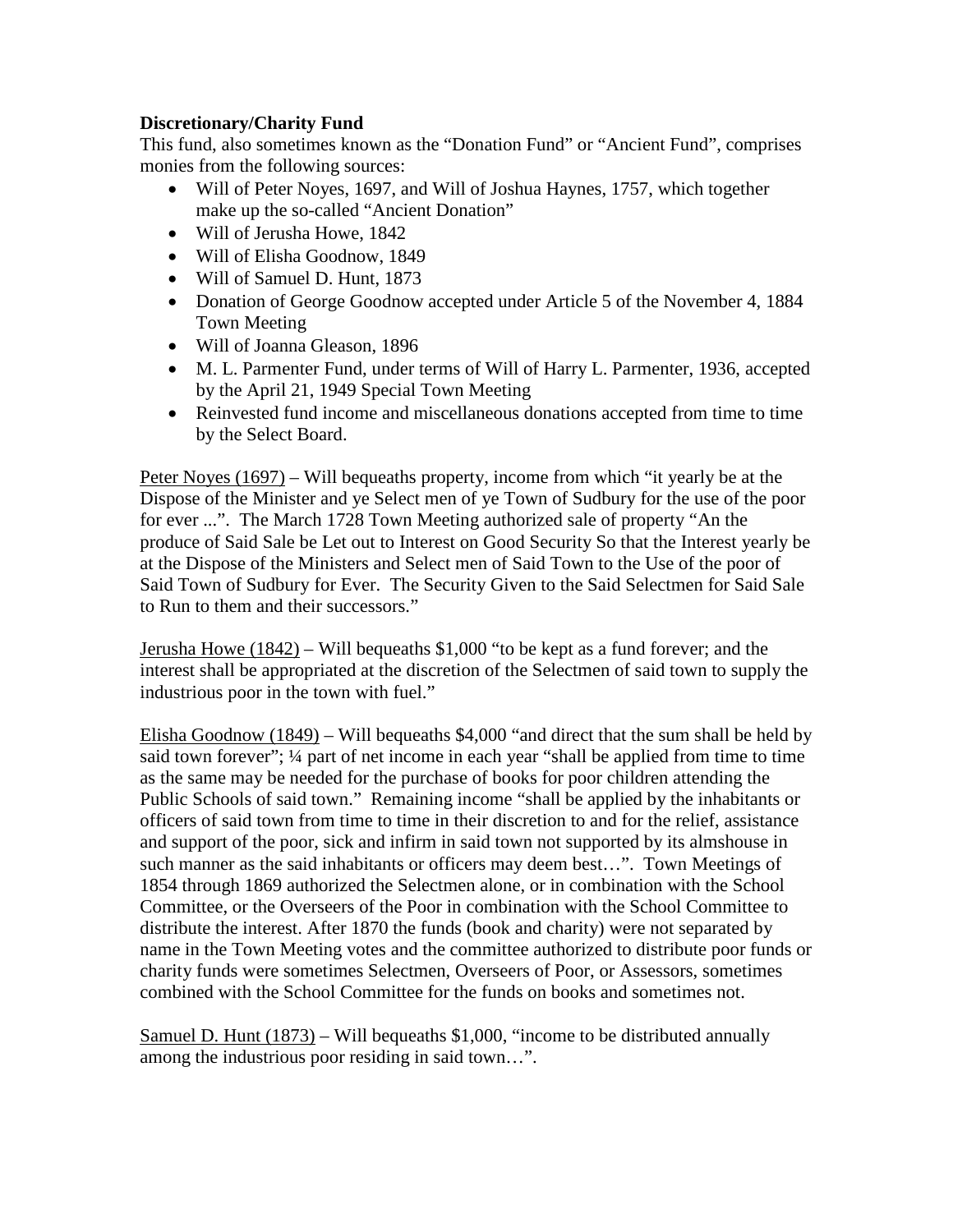**Discretionary/Charity Fund**

This fund, also sometimes known as the "Donation Fund" or "Ancient Fund", comprises monies from the following sources:

- Will of Peter Noyes, 1697, and Will of Joshua Haynes, 1757, which together make up the so-called "Ancient Donation"
- Will of Jerusha Howe, 1842
- Will of Elisha Goodnow, 1849
- Will of Samuel D. Hunt, 1873
- Donation of George Goodnow accepted under Article 5 of the November 4, 1884 Town Meeting
- Will of Joanna Gleason, 1896
- M. L. Parmenter Fund, under terms of Will of Harry L. Parmenter, 1936, accepted by the April 21, 1949 Special Town Meeting
- Reinvested fund income and miscellaneous donations accepted from time to time by the Select Board.

Peter Noyes (1697) – Will bequeaths property, income from which "it yearly be at the Dispose of the Minister and ye Select men of ye Town of Sudbury for the use of the poor for ever ...". The March 1728 Town Meeting authorized sale of property "An the produce of Said Sale be Let out to Interest on Good Security So that the Interest yearly be at the Dispose of the Ministers and Select men of Said Town to the Use of the poor of Said Town of Sudbury for Ever. The Security Given to the Said Selectmen for Said Sale to Run to them and their successors."

Jerusha Howe (1842) – Will bequeaths $1,000 "to be kept as a fund forever; and the interest shall be appropriated at the discretion of the Selectmen of said town to supply the industrious poor in the town with fuel."

Elisha Goodnow (1849) – Will bequeaths $4,000 "and direct that the sum shall be held by said town forever"; ¼ part of net income in each year "shall be applied from time to time as the same may be needed for the purchase of books for poor children attending the Public Schools of said town." Remaining income "shall be applied by the inhabitants or officers of said town from time to time in their discretion to and for the relief, assistance and support of the poor, sick and infirm in said town not supported by its almshouse in such manner as the said inhabitants or officers may deem best…". Town Meetings of 1854 through 1869 authorized the Selectmen alone, or in combination with the School Committee, or the Overseers of the Poor in combination with the School Committee to distribute the interest. After 1870 the funds (book and charity) were not separated by name in the Town Meeting votes and the committee authorized to distribute poor funds or charity funds were sometimes Selectmen, Overseers of Poor, or Assessors, sometimes combined with the School Committee for the funds on books and sometimes not.

Samuel D. Hunt (1873) – Will bequeaths $1,000, "income to be distributed annually among the industrious poor residing in said town…".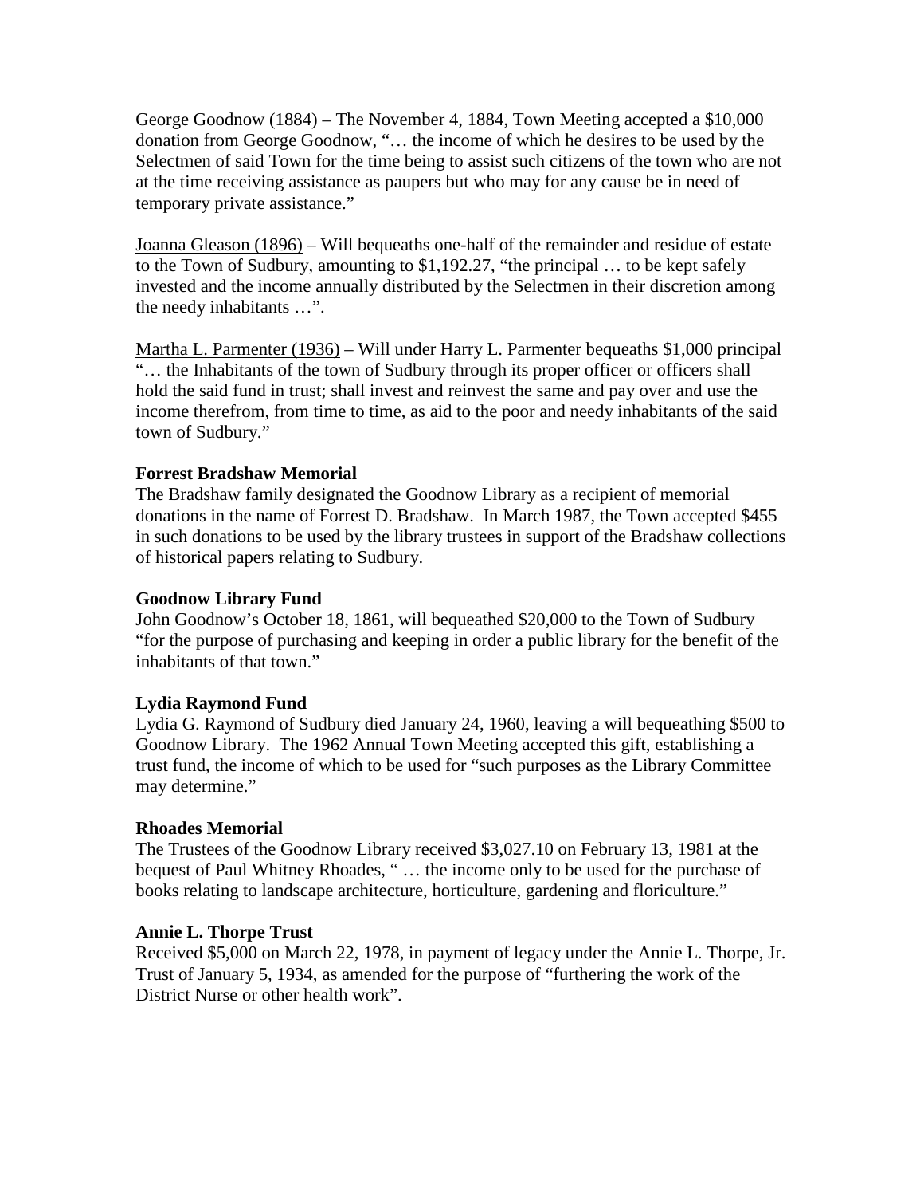<u>George Goodnow (1884)</u> – The November 4, 1884, Town Meeting accepted a $10,000 donation from George Goodnow, "… the income of which he desires to be used by the Selectmen of said Town for the time being to assist such citizens of the town who are not at the time receiving assistance as paupers but who may for any cause be in need of temporary private assistance."

<u>Joanna Gleason (1896)</u> – Will bequeaths one-half of the remainder and residue of estate to the Town of Sudbury, amounting to $1,192.27, "the principal … to be kept safely invested and the income annually distributed by the Selectmen in their discretion among the needy inhabitants …".

<u>Martha L. Parmenter (1936)</u> – Will under Harry L. Parmenter bequeaths $1,000 principal "… the Inhabitants of the town of Sudbury through its proper officer or officers shall hold the said fund in trust; shall invest and reinvest the same and pay over and use the income therefrom, from time to time, as aid to the poor and needy inhabitants of the said town of Sudbury."

**Forrest Bradshaw Memorial**

The Bradshaw family designated the Goodnow Library as a recipient of memorial donations in the name of Forrest D. Bradshaw. In March 1987, the Town accepted $455 in such donations to be used by the library trustees in support of the Bradshaw collections of historical papers relating to Sudbury.

**Goodnow Library Fund**

John Goodnow's October 18, 1861, will bequeathed $20,000 to the Town of Sudbury "for the purpose of purchasing and keeping in order a public library for the benefit of the inhabitants of that town."

**Lydia Raymond Fund**

Lydia G. Raymond of Sudbury died January 24, 1960, leaving a will bequeathing $500 to Goodnow Library. The 1962 Annual Town Meeting accepted this gift, establishing a trust fund, the income of which to be used for "such purposes as the Library Committee may determine."

**Rhoades Memorial**

The Trustees of the Goodnow Library received $3,027.10 on February 13, 1981 at the bequest of Paul Whitney Rhoades, " … the income only to be used for the purchase of books relating to landscape architecture, horticulture, gardening and floriculture."

**Annie L. Thorpe Trust**

Received $5,000 on March 22, 1978, in payment of legacy under the Annie L. Thorpe, Jr. Trust of January 5, 1934, as amended for the purpose of "furthering the work of the District Nurse or other health work".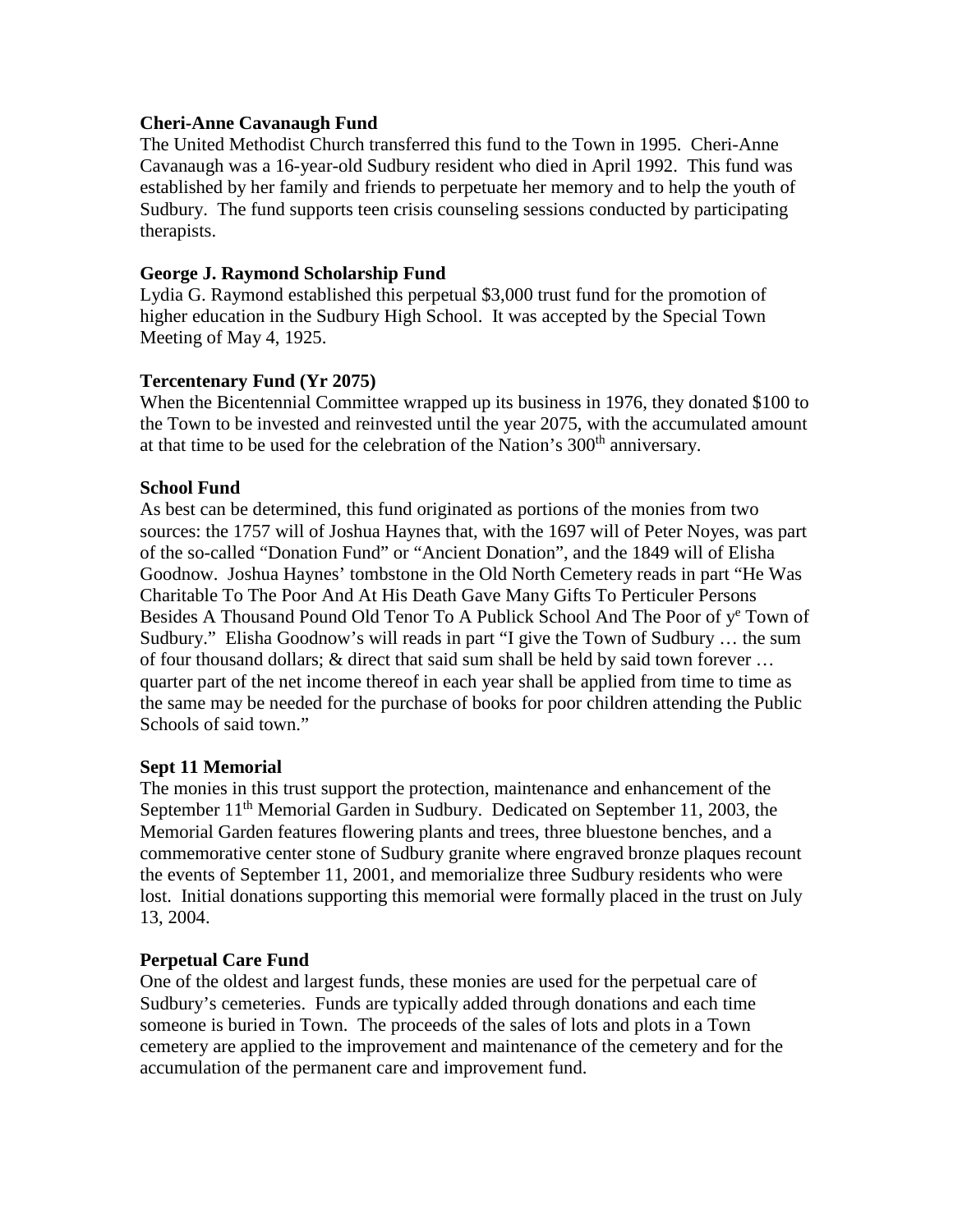**Cheri-Anne Cavanaugh Fund**

The United Methodist Church transferred this fund to the Town in 1995. Cheri-Anne Cavanaugh was a 16-year-old Sudbury resident who died in April 1992. This fund was established by her family and friends to perpetuate her memory and to help the youth of Sudbury. The fund supports teen crisis counseling sessions conducted by participating therapists.

**George J. Raymond Scholarship Fund**

Lydia G. Raymond established this perpetual $3,000 trust fund for the promotion of higher education in the Sudbury High School. It was accepted by the Special Town Meeting of May 4, 1925.

**Tercentenary Fund (Yr 2075)**

When the Bicentennial Committee wrapped up its business in 1976, they donated $100 to the Town to be invested and reinvested until the year 2075, with the accumulated amount at that time to be used for the celebration of the Nation's 300th anniversary.

**School Fund**

As best can be determined, this fund originated as portions of the monies from two sources: the 1757 will of Joshua Haynes that, with the 1697 will of Peter Noyes, was part of the so-called "Donation Fund" or "Ancient Donation", and the 1849 will of Elisha Goodnow. Joshua Haynes' tombstone in the Old North Cemetery reads in part "He Was Charitable To The Poor And At His Death Gave Many Gifts To Perticuler Persons Besides A Thousand Pound Old Tenor To A Publick School And The Poor of ye Town of Sudbury." Elisha Goodnow's will reads in part "I give the Town of Sudbury … the sum of four thousand dollars; & direct that said sum shall be held by said town forever … quarter part of the net income thereof in each year shall be applied from time to time as the same may be needed for the purchase of books for poor children attending the Public Schools of said town."

**Sept 11 Memorial**

The monies in this trust support the protection, maintenance and enhancement of the September 11th Memorial Garden in Sudbury. Dedicated on September 11, 2003, the Memorial Garden features flowering plants and trees, three bluestone benches, and a commemorative center stone of Sudbury granite where engraved bronze plaques recount the events of September 11, 2001, and memorialize three Sudbury residents who were lost. Initial donations supporting this memorial were formally placed in the trust on July 13, 2004.

**Perpetual Care Fund**

One of the oldest and largest funds, these monies are used for the perpetual care of Sudbury's cemeteries. Funds are typically added through donations and each time someone is buried in Town. The proceeds of the sales of lots and plots in a Town cemetery are applied to the improvement and maintenance of the cemetery and for the accumulation of the permanent care and improvement fund.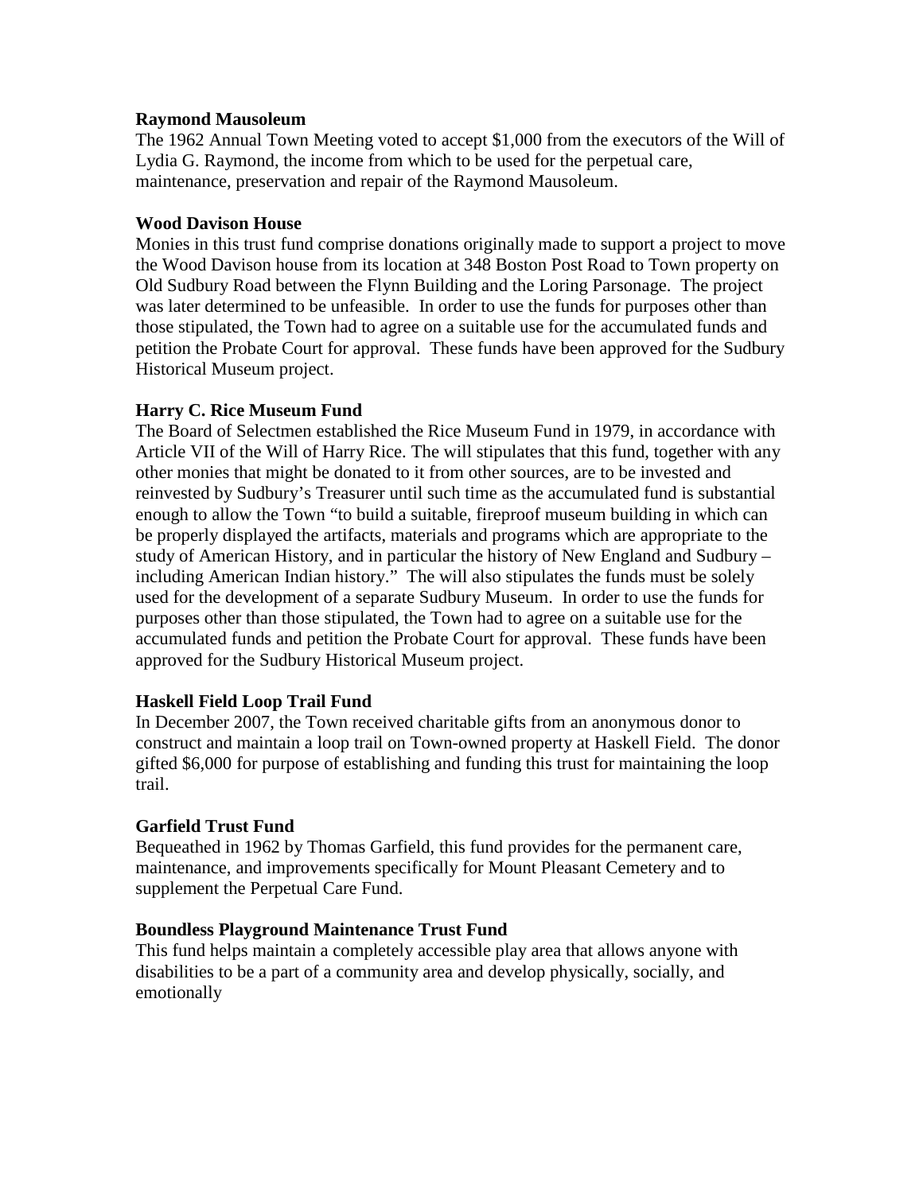**Raymond Mausoleum**

The 1962 Annual Town Meeting voted to accept $1,000 from the executors of the Will of Lydia G. Raymond, the income from which to be used for the perpetual care, maintenance, preservation and repair of the Raymond Mausoleum.

**Wood Davison House**

Monies in this trust fund comprise donations originally made to support a project to move the Wood Davison house from its location at 348 Boston Post Road to Town property on Old Sudbury Road between the Flynn Building and the Loring Parsonage. The project was later determined to be unfeasible. In order to use the funds for purposes other than those stipulated, the Town had to agree on a suitable use for the accumulated funds and petition the Probate Court for approval. These funds have been approved for the Sudbury Historical Museum project.

**Harry C. Rice Museum Fund**

The Board of Selectmen established the Rice Museum Fund in 1979, in accordance with Article VII of the Will of Harry Rice. The will stipulates that this fund, together with any other monies that might be donated to it from other sources, are to be invested and reinvested by Sudbury's Treasurer until such time as the accumulated fund is substantial enough to allow the Town "to build a suitable, fireproof museum building in which can be properly displayed the artifacts, materials and programs which are appropriate to the study of American History, and in particular the history of New England and Sudbury – including American Indian history." The will also stipulates the funds must be solely used for the development of a separate Sudbury Museum. In order to use the funds for purposes other than those stipulated, the Town had to agree on a suitable use for the accumulated funds and petition the Probate Court for approval. These funds have been approved for the Sudbury Historical Museum project.

**Haskell Field Loop Trail Fund**

In December 2007, the Town received charitable gifts from an anonymous donor to construct and maintain a loop trail on Town-owned property at Haskell Field. The donor gifted $6,000 for purpose of establishing and funding this trust for maintaining the loop trail.

**Garfield Trust Fund**

Bequeathed in 1962 by Thomas Garfield, this fund provides for the permanent care, maintenance, and improvements specifically for Mount Pleasant Cemetery and to supplement the Perpetual Care Fund.

**Boundless Playground Maintenance Trust Fund**

This fund helps maintain a completely accessible play area that allows anyone with disabilities to be a part of a community area and develop physically, socially, and emotionally